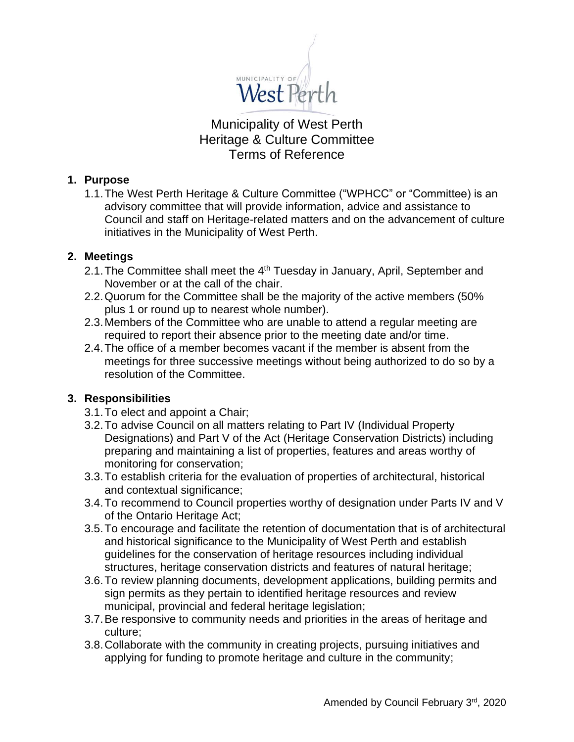# Municipality of West Perth
# Heritage & Culture Committee
# Terms of Reference

## 1. Purpose

1.1. The West Perth Heritage & Culture Committee ("WPHCC" or "Committee) is an advisory committee that will provide information, advice and assistance to Council and staff on Heritage-related matters and on the advancement of culture initiatives in the Municipality of West Perth.

## 2. Meetings

2.1. The Committee shall meet the 4th Tuesday in January, April, September and November or at the call of the chair.

2.2. Quorum for the Committee shall be the majority of the active members (50% plus 1 or round up to nearest whole number).

2.3. Members of the Committee who are unable to attend a regular meeting are required to report their absence prior to the meeting date and/or time.

2.4. The office of a member becomes vacant if the member is absent from the meetings for three successive meetings without being authorized to do so by a resolution of the Committee.

## 3. Responsibilities

3.1. To elect and appoint a Chair;

3.2. To advise Council on all matters relating to Part IV (Individual Property Designations) and Part V of the Act (Heritage Conservation Districts) including preparing and maintaining a list of properties, features and areas worthy of monitoring for conservation;

3.3. To establish criteria for the evaluation of properties of architectural, historical and contextual significance;

3.4. To recommend to Council properties worthy of designation under Parts IV and V of the Ontario Heritage Act;

3.5. To encourage and facilitate the retention of documentation that is of architectural and historical significance to the Municipality of West Perth and establish guidelines for the conservation of heritage resources including individual structures, heritage conservation districts and features of natural heritage;

3.6. To review planning documents, development applications, building permits and sign permits as they pertain to identified heritage resources and review municipal, provincial and federal heritage legislation;

3.7. Be responsive to community needs and priorities in the areas of heritage and culture;

3.8. Collaborate with the community in creating projects, pursuing initiatives and applying for funding to promote heritage and culture in the community;

Amended by Council February 3rd, 2020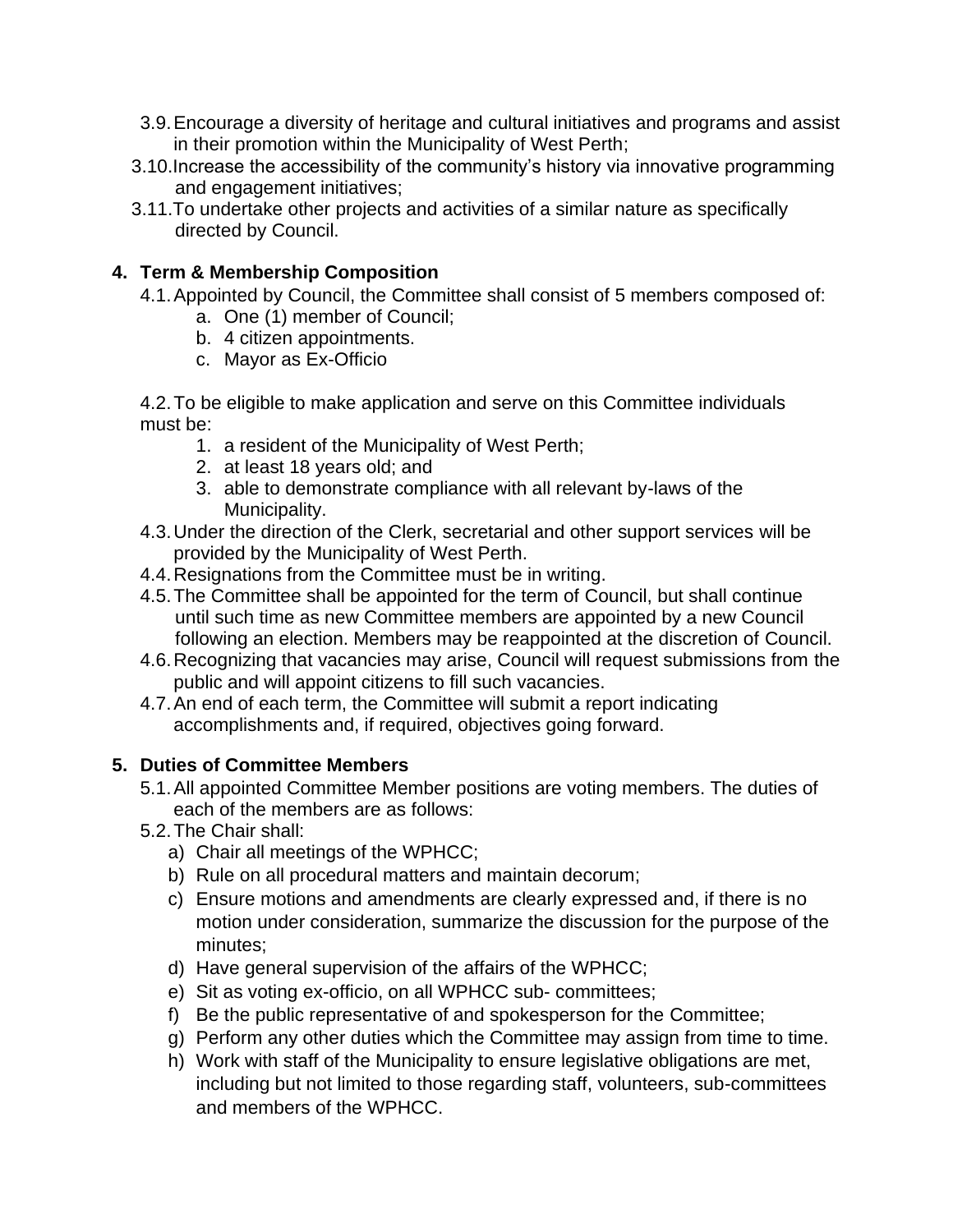3.9. Encourage a diversity of heritage and cultural initiatives and programs and assist in their promotion within the Municipality of West Perth;

3.10. Increase the accessibility of the community's history via innovative programming and engagement initiatives;

3.11. To undertake other projects and activities of a similar nature as specifically directed by Council.

## 4. Term & Membership Composition

4.1. Appointed by Council, the Committee shall consist of 5 members composed of:

a. One (1) member of Council;
b. 4 citizen appointments.
c. Mayor as Ex-Officio

4.2. To be eligible to make application and serve on this Committee individuals must be:

1. a resident of the Municipality of West Perth;
2. at least 18 years old; and
3. able to demonstrate compliance with all relevant by-laws of the Municipality.

4.3. Under the direction of the Clerk, secretarial and other support services will be provided by the Municipality of West Perth.

4.4. Resignations from the Committee must be in writing.

4.5. The Committee shall be appointed for the term of Council, but shall continue until such time as new Committee members are appointed by a new Council following an election. Members may be reappointed at the discretion of Council.

4.6. Recognizing that vacancies may arise, Council will request submissions from the public and will appoint citizens to fill such vacancies.

4.7. An end of each term, the Committee will submit a report indicating accomplishments and, if required, objectives going forward.

## 5. Duties of Committee Members

5.1. All appointed Committee Member positions are voting members. The duties of each of the members are as follows:

5.2. The Chair shall:

a) Chair all meetings of the WPHCC;
b) Rule on all procedural matters and maintain decorum;
c) Ensure motions and amendments are clearly expressed and, if there is no motion under consideration, summarize the discussion for the purpose of the minutes;
d) Have general supervision of the affairs of the WPHCC;
e) Sit as voting ex-officio, on all WPHCC sub- committees;
f) Be the public representative of and spokesperson for the Committee;
g) Perform any other duties which the Committee may assign from time to time.
h) Work with staff of the Municipality to ensure legislative obligations are met, including but not limited to those regarding staff, volunteers, sub-committees and members of the WPHCC.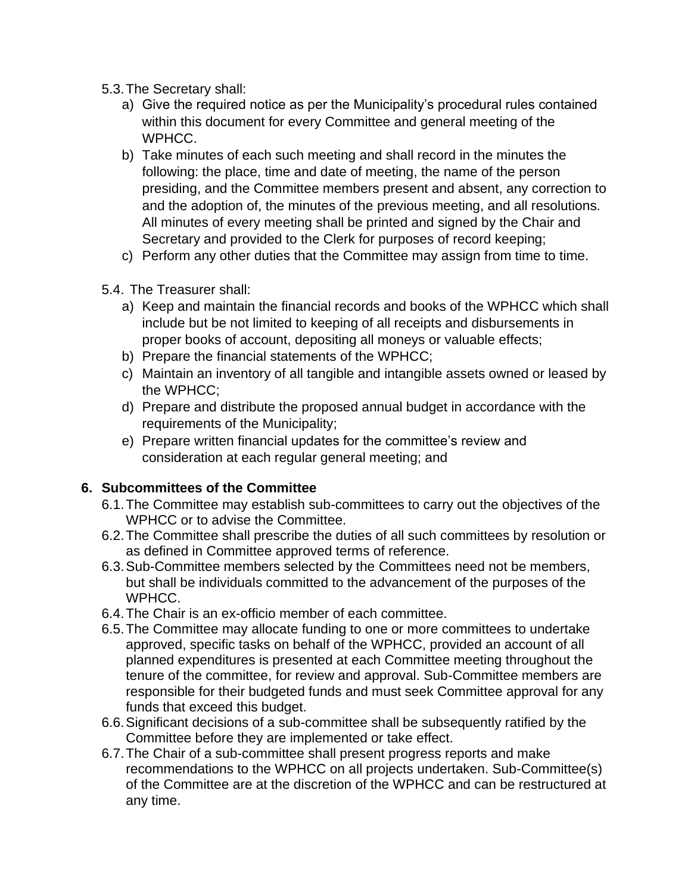5.3. The Secretary shall:

a) Give the required notice as per the Municipality's procedural rules contained within this document for every Committee and general meeting of the WPHCC.
b) Take minutes of each such meeting and shall record in the minutes the following: the place, time and date of meeting, the name of the person presiding, and the Committee members present and absent, any correction to and the adoption of, the minutes of the previous meeting, and all resolutions. All minutes of every meeting shall be printed and signed by the Chair and Secretary and provided to the Clerk for purposes of record keeping;
c) Perform any other duties that the Committee may assign from time to time.

5.4. The Treasurer shall:

a) Keep and maintain the financial records and books of the WPHCC which shall include but be not limited to keeping of all receipts and disbursements in proper books of account, depositing all moneys or valuable effects;
b) Prepare the financial statements of the WPHCC;
c) Maintain an inventory of all tangible and intangible assets owned or leased by the WPHCC;
d) Prepare and distribute the proposed annual budget in accordance with the requirements of the Municipality;
e) Prepare written financial updates for the committee's review and consideration at each regular general meeting; and

## 6. Subcommittees of the Committee

6.1. The Committee may establish sub-committees to carry out the objectives of the WPHCC or to advise the Committee.

6.2. The Committee shall prescribe the duties of all such committees by resolution or as defined in Committee approved terms of reference.

6.3. Sub-Committee members selected by the Committees need not be members, but shall be individuals committed to the advancement of the purposes of the WPHCC.

6.4. The Chair is an ex-officio member of each committee.

6.5. The Committee may allocate funding to one or more committees to undertake approved, specific tasks on behalf of the WPHCC, provided an account of all planned expenditures is presented at each Committee meeting throughout the tenure of the committee, for review and approval. Sub-Committee members are responsible for their budgeted funds and must seek Committee approval for any funds that exceed this budget.

6.6. Significant decisions of a sub-committee shall be subsequently ratified by the Committee before they are implemented or take effect.

6.7. The Chair of a sub-committee shall present progress reports and make recommendations to the WPHCC on all projects undertaken. Sub-Committee(s) of the Committee are at the discretion of the WPHCC and can be restructured at any time.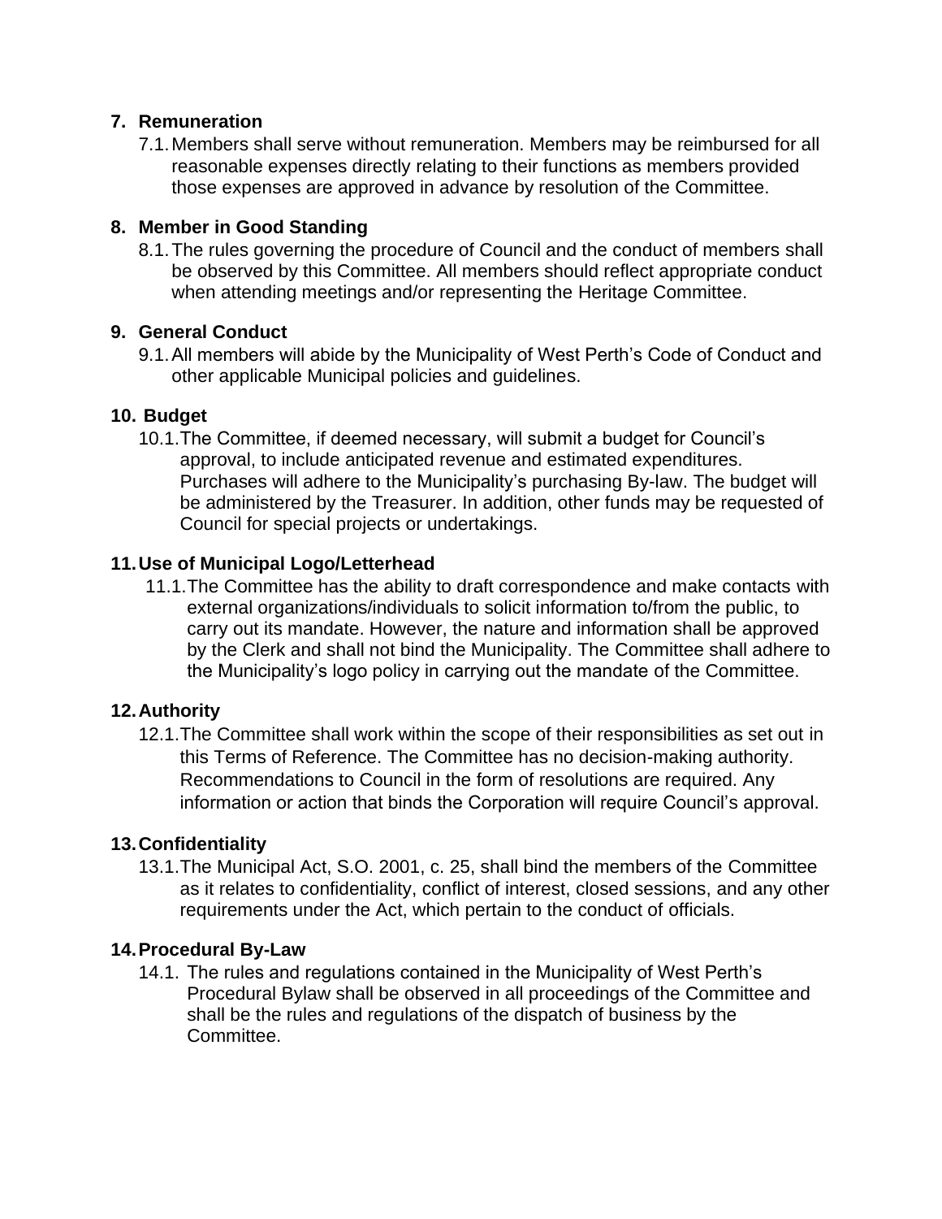## 7. Remuneration

7.1. Members shall serve without remuneration. Members may be reimbursed for all reasonable expenses directly relating to their functions as members provided those expenses are approved in advance by resolution of the Committee.

## 8. Member in Good Standing

8.1. The rules governing the procedure of Council and the conduct of members shall be observed by this Committee. All members should reflect appropriate conduct when attending meetings and/or representing the Heritage Committee.

## 9. General Conduct

9.1. All members will abide by the Municipality of West Perth's Code of Conduct and other applicable Municipal policies and guidelines.

## 10. Budget

10.1. The Committee, if deemed necessary, will submit a budget for Council's approval, to include anticipated revenue and estimated expenditures. Purchases will adhere to the Municipality's purchasing By-law. The budget will be administered by the Treasurer. In addition, other funds may be requested of Council for special projects or undertakings.

## 11. Use of Municipal Logo/Letterhead

11.1. The Committee has the ability to draft correspondence and make contacts with external organizations/individuals to solicit information to/from the public, to carry out its mandate. However, the nature and information shall be approved by the Clerk and shall not bind the Municipality. The Committee shall adhere to the Municipality's logo policy in carrying out the mandate of the Committee.

## 12. Authority

12.1. The Committee shall work within the scope of their responsibilities as set out in this Terms of Reference. The Committee has no decision-making authority. Recommendations to Council in the form of resolutions are required. Any information or action that binds the Corporation will require Council's approval.

## 13. Confidentiality

13.1. The Municipal Act, S.O. 2001, c. 25, shall bind the members of the Committee as it relates to confidentiality, conflict of interest, closed sessions, and any other requirements under the Act, which pertain to the conduct of officials.

## 14. Procedural By-Law

14.1. The rules and regulations contained in the Municipality of West Perth's Procedural Bylaw shall be observed in all proceedings of the Committee and shall be the rules and regulations of the dispatch of business by the Committee.